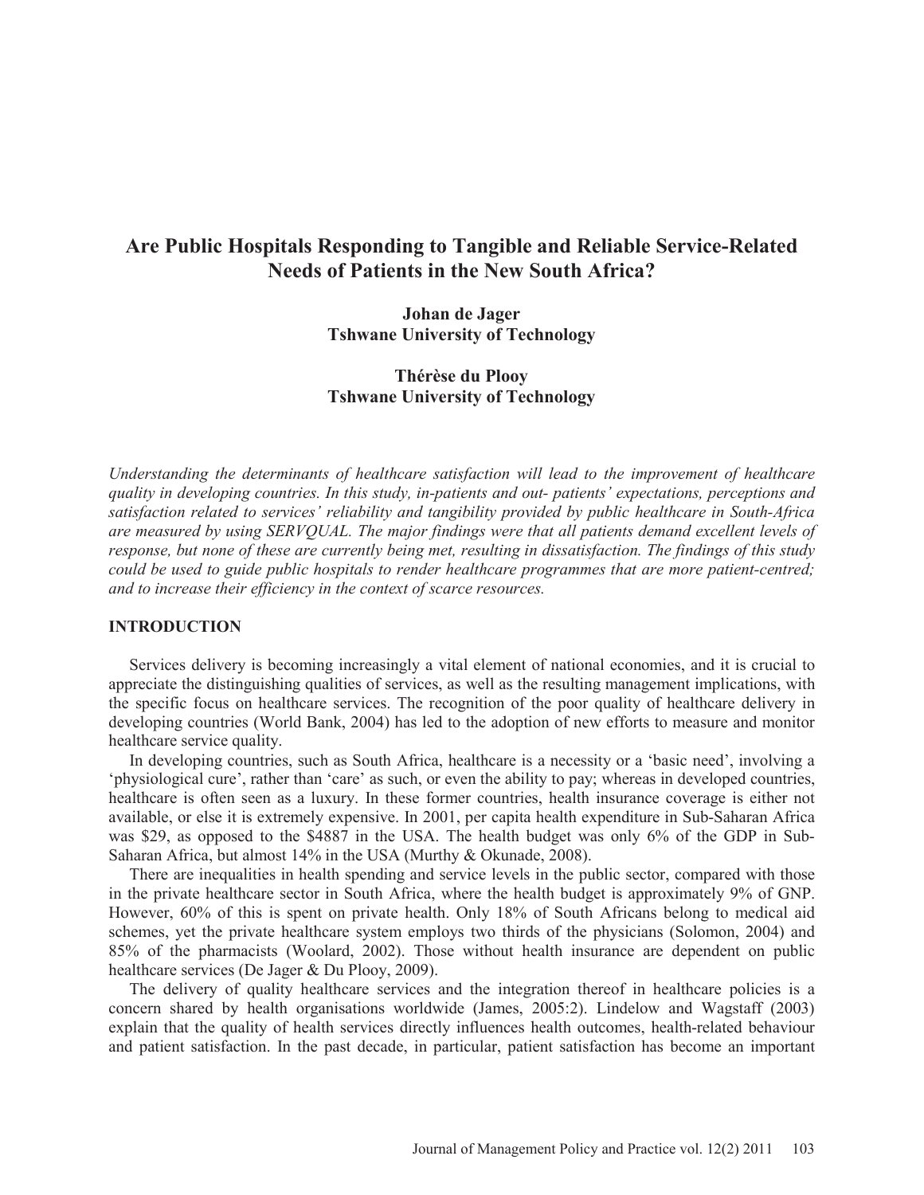# Are Public Hospitals Responding to Tangible and Reliable Service-Related Needs of Patients in the New South Africa?

**Johan de Jager**
**Tshwane University of Technology**

**Thérèse du Plooy**
**Tshwane University of Technology**

*Understanding the determinants of healthcare satisfaction will lead to the improvement of healthcare quality in developing countries. In this study, in-patients and out- patients' expectations, perceptions and satisfaction related to services' reliability and tangibility provided by public healthcare in South-Africa are measured by using SERVQUAL. The major findings were that all patients demand excellent levels of response, but none of these are currently being met, resulting in dissatisfaction. The findings of this study could be used to guide public hospitals to render healthcare programmes that are more patient-centred; and to increase their efficiency in the context of scarce resources.*

## INTRODUCTION

Services delivery is becoming increasingly a vital element of national economies, and it is crucial to appreciate the distinguishing qualities of services, as well as the resulting management implications, with the specific focus on healthcare services. The recognition of the poor quality of healthcare delivery in developing countries (World Bank, 2004) has led to the adoption of new efforts to measure and monitor healthcare service quality.

In developing countries, such as South Africa, healthcare is a necessity or a 'basic need', involving a 'physiological cure', rather than 'care' as such, or even the ability to pay; whereas in developed countries, healthcare is often seen as a luxury. In these former countries, health insurance coverage is either not available, or else it is extremely expensive. In 2001, per capita health expenditure in Sub-Saharan Africa was \$29, as opposed to the \$4887 in the USA. The health budget was only 6% of the GDP in Sub-Saharan Africa, but almost 14% in the USA (Murthy & Okunade, 2008).

There are inequalities in health spending and service levels in the public sector, compared with those in the private healthcare sector in South Africa, where the health budget is approximately 9% of GNP. However, 60% of this is spent on private health. Only 18% of South Africans belong to medical aid schemes, yet the private healthcare system employs two thirds of the physicians (Solomon, 2004) and 85% of the pharmacists (Woolard, 2002). Those without health insurance are dependent on public healthcare services (De Jager & Du Plooy, 2009).

The delivery of quality healthcare services and the integration thereof in healthcare policies is a concern shared by health organisations worldwide (James, 2005:2). Lindelow and Wagstaff (2003) explain that the quality of health services directly influences health outcomes, health-related behaviour and patient satisfaction. In the past decade, in particular, patient satisfaction has become an important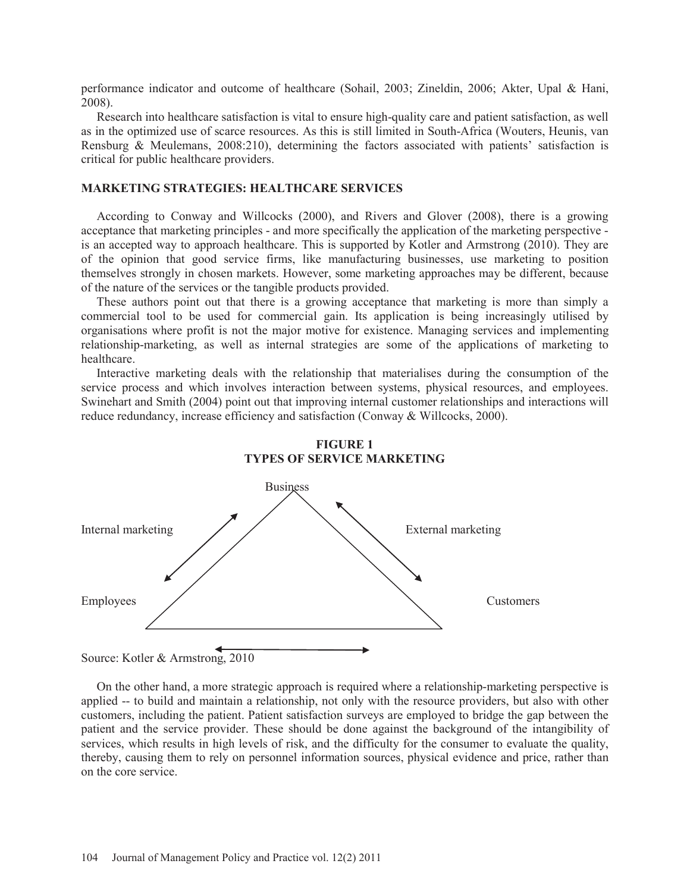performance indicator and outcome of healthcare (Sohail, 2003; Zineldin, 2006; Akter, Upal & Hani, 2008).

Research into healthcare satisfaction is vital to ensure high-quality care and patient satisfaction, as well as in the optimized use of scarce resources. As this is still limited in South-Africa (Wouters, Heunis, van Rensburg & Meulemans, 2008:210), determining the factors associated with patients' satisfaction is critical for public healthcare providers.

## MARKETING STRATEGIES: HEALTHCARE SERVICES

According to Conway and Willcocks (2000), and Rivers and Glover (2008), there is a growing acceptance that marketing principles - and more specifically the application of the marketing perspective - is an accepted way to approach healthcare. This is supported by Kotler and Armstrong (2010). They are of the opinion that good service firms, like manufacturing businesses, use marketing to position themselves strongly in chosen markets. However, some marketing approaches may be different, because of the nature of the services or the tangible products provided.

These authors point out that there is a growing acceptance that marketing is more than simply a commercial tool to be used for commercial gain. Its application is being increasingly utilised by organisations where profit is not the major motive for existence. Managing services and implementing relationship-marketing, as well as internal strategies are some of the applications of marketing to healthcare.

Interactive marketing deals with the relationship that materialises during the consumption of the service process and which involves interaction between systems, physical resources, and employees. Swinehart and Smith (2004) point out that improving internal customer relationships and interactions will reduce redundancy, increase efficiency and satisfaction (Conway & Willcocks, 2000).

**FIGURE 1**
**TYPES OF SERVICE MARKETING**

Business

Internal marketing

External marketing

Employees

Customers

Source: Kotler & Armstrong, 2010

On the other hand, a more strategic approach is required where a relationship-marketing perspective is applied -- to build and maintain a relationship, not only with the resource providers, but also with other customers, including the patient. Patient satisfaction surveys are employed to bridge the gap between the patient and the service provider. These should be done against the background of the intangibility of services, which results in high levels of risk, and the difficulty for the consumer to evaluate the quality, thereby, causing them to rely on personnel information sources, physical evidence and price, rather than on the core service.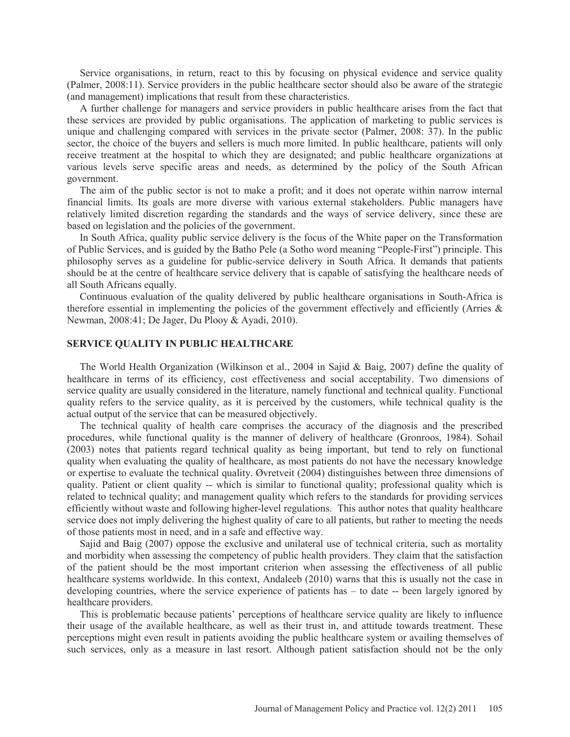Service organisations, in return, react to this by focusing on physical evidence and service quality (Palmer, 2008:11). Service providers in the public healthcare sector should also be aware of the strategic (and management) implications that result from these characteristics.

A further challenge for managers and service providers in public healthcare arises from the fact that these services are provided by public organisations. The application of marketing to public services is unique and challenging compared with services in the private sector (Palmer, 2008: 37). In the public sector, the choice of the buyers and sellers is much more limited. In public healthcare, patients will only receive treatment at the hospital to which they are designated; and public healthcare organizations at various levels serve specific areas and needs, as determined by the policy of the South African government.

The aim of the public sector is not to make a profit; and it does not operate within narrow internal financial limits. Its goals are more diverse with various external stakeholders. Public managers have relatively limited discretion regarding the standards and the ways of service delivery, since these are based on legislation and the policies of the government.

In South Africa, quality public service delivery is the focus of the White paper on the Transformation of Public Services, and is guided by the Batho Pele (a Sotho word meaning "People-First") principle. This philosophy serves as a guideline for public-service delivery in South Africa. It demands that patients should be at the centre of healthcare service delivery that is capable of satisfying the healthcare needs of all South Africans equally.

Continuous evaluation of the quality delivered by public healthcare organisations in South-Africa is therefore essential in implementing the policies of the government effectively and efficiently (Arries & Newman, 2008:41; De Jager, Du Plooy & Ayadi, 2010).

## SERVICE QUALITY IN PUBLIC HEALTHCARE

The World Health Organization (Wilkinson et al., 2004 in Sajid & Baig, 2007) define the quality of healthcare in terms of its efficiency, cost effectiveness and social acceptability. Two dimensions of service quality are usually considered in the literature, namely functional and technical quality. Functional quality refers to the service quality, as it is perceived by the customers, while technical quality is the actual output of the service that can be measured objectively.

The technical quality of health care comprises the accuracy of the diagnosis and the prescribed procedures, while functional quality is the manner of delivery of healthcare (Gronroos, 1984). Sohail (2003) notes that patients regard technical quality as being important, but tend to rely on functional quality when evaluating the quality of healthcare, as most patients do not have the necessary knowledge or expertise to evaluate the technical quality. Øvretveit (2004) distinguishes between three dimensions of quality. Patient or client quality -- which is similar to functional quality; professional quality which is related to technical quality; and management quality which refers to the standards for providing services efficiently without waste and following higher-level regulations. This author notes that quality healthcare service does not imply delivering the highest quality of care to all patients, but rather to meeting the needs of those patients most in need, and in a safe and effective way.

Sajid and Baig (2007) oppose the exclusive and unilateral use of technical criteria, such as mortality and morbidity when assessing the competency of public health providers. They claim that the satisfaction of the patient should be the most important criterion when assessing the effectiveness of all public healthcare systems worldwide. In this context, Andaleeb (2010) warns that this is usually not the case in developing countries, where the service experience of patients has – to date -- been largely ignored by healthcare providers.

This is problematic because patients' perceptions of healthcare service quality are likely to influence their usage of the available healthcare, as well as their trust in, and attitude towards treatment. These perceptions might even result in patients avoiding the public healthcare system or availing themselves of such services, only as a measure in last resort. Although patient satisfaction should not be the only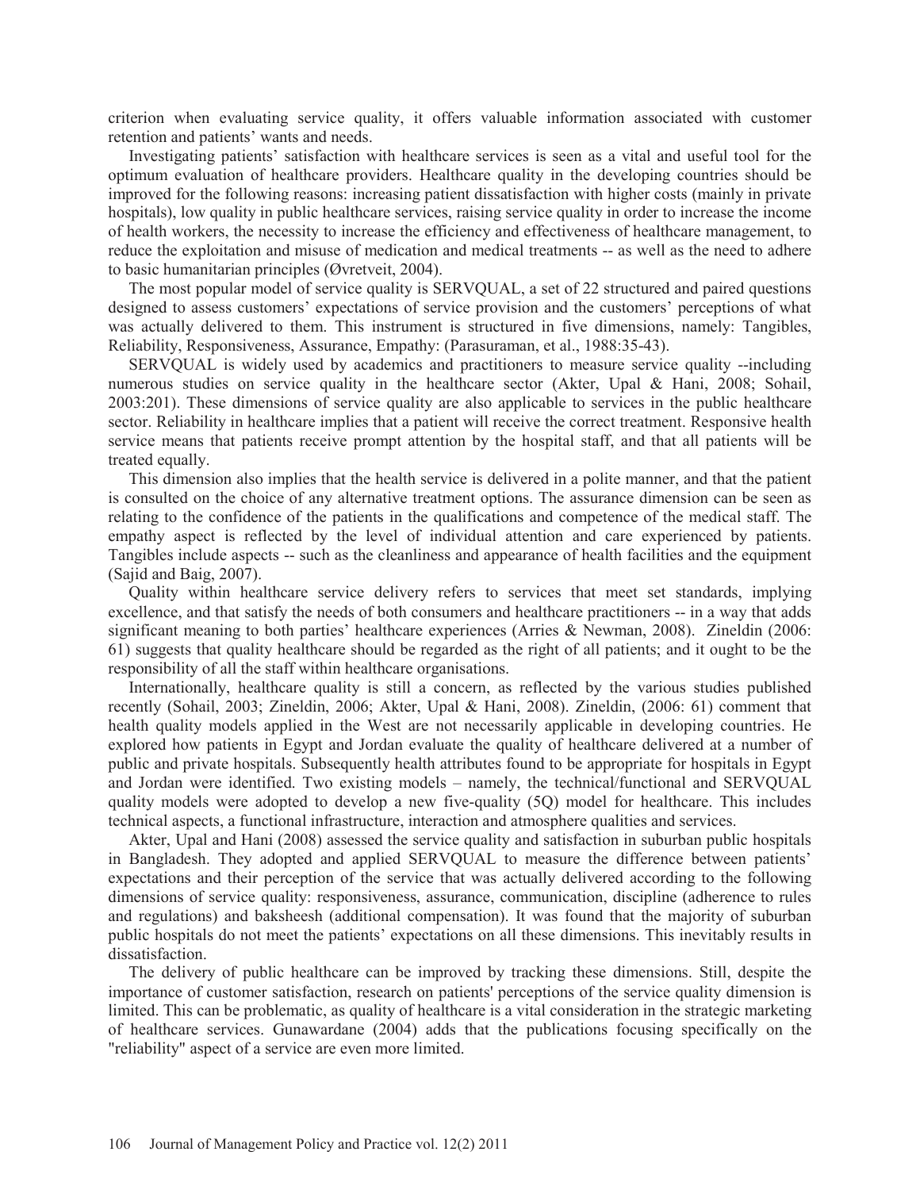criterion when evaluating service quality, it offers valuable information associated with customer retention and patients' wants and needs.

Investigating patients' satisfaction with healthcare services is seen as a vital and useful tool for the optimum evaluation of healthcare providers. Healthcare quality in the developing countries should be improved for the following reasons: increasing patient dissatisfaction with higher costs (mainly in private hospitals), low quality in public healthcare services, raising service quality in order to increase the income of health workers, the necessity to increase the efficiency and effectiveness of healthcare management, to reduce the exploitation and misuse of medication and medical treatments -- as well as the need to adhere to basic humanitarian principles (Øvretveit, 2004).

The most popular model of service quality is SERVQUAL, a set of 22 structured and paired questions designed to assess customers' expectations of service provision and the customers' perceptions of what was actually delivered to them. This instrument is structured in five dimensions, namely: Tangibles, Reliability, Responsiveness, Assurance, Empathy: (Parasuraman, et al., 1988:35-43).

SERVQUAL is widely used by academics and practitioners to measure service quality --including numerous studies on service quality in the healthcare sector (Akter, Upal & Hani, 2008; Sohail, 2003:201). These dimensions of service quality are also applicable to services in the public healthcare sector. Reliability in healthcare implies that a patient will receive the correct treatment. Responsive health service means that patients receive prompt attention by the hospital staff, and that all patients will be treated equally.

This dimension also implies that the health service is delivered in a polite manner, and that the patient is consulted on the choice of any alternative treatment options. The assurance dimension can be seen as relating to the confidence of the patients in the qualifications and competence of the medical staff. The empathy aspect is reflected by the level of individual attention and care experienced by patients. Tangibles include aspects -- such as the cleanliness and appearance of health facilities and the equipment (Sajid and Baig, 2007).

Quality within healthcare service delivery refers to services that meet set standards, implying excellence, and that satisfy the needs of both consumers and healthcare practitioners -- in a way that adds significant meaning to both parties' healthcare experiences (Arries & Newman, 2008). Zineldin (2006: 61) suggests that quality healthcare should be regarded as the right of all patients; and it ought to be the responsibility of all the staff within healthcare organisations.

Internationally, healthcare quality is still a concern, as reflected by the various studies published recently (Sohail, 2003; Zineldin, 2006; Akter, Upal & Hani, 2008). Zineldin, (2006: 61) comment that health quality models applied in the West are not necessarily applicable in developing countries. He explored how patients in Egypt and Jordan evaluate the quality of healthcare delivered at a number of public and private hospitals. Subsequently health attributes found to be appropriate for hospitals in Egypt and Jordan were identified. Two existing models – namely, the technical/functional and SERVQUAL quality models were adopted to develop a new five-quality (5Q) model for healthcare. This includes technical aspects, a functional infrastructure, interaction and atmosphere qualities and services.

Akter, Upal and Hani (2008) assessed the service quality and satisfaction in suburban public hospitals in Bangladesh. They adopted and applied SERVQUAL to measure the difference between patients' expectations and their perception of the service that was actually delivered according to the following dimensions of service quality: responsiveness, assurance, communication, discipline (adherence to rules and regulations) and baksheesh (additional compensation). It was found that the majority of suburban public hospitals do not meet the patients' expectations on all these dimensions. This inevitably results in dissatisfaction.

The delivery of public healthcare can be improved by tracking these dimensions. Still, despite the importance of customer satisfaction, research on patients' perceptions of the service quality dimension is limited. This can be problematic, as quality of healthcare is a vital consideration in the strategic marketing of healthcare services. Gunawardane (2004) adds that the publications focusing specifically on the "reliability" aspect of a service are even more limited.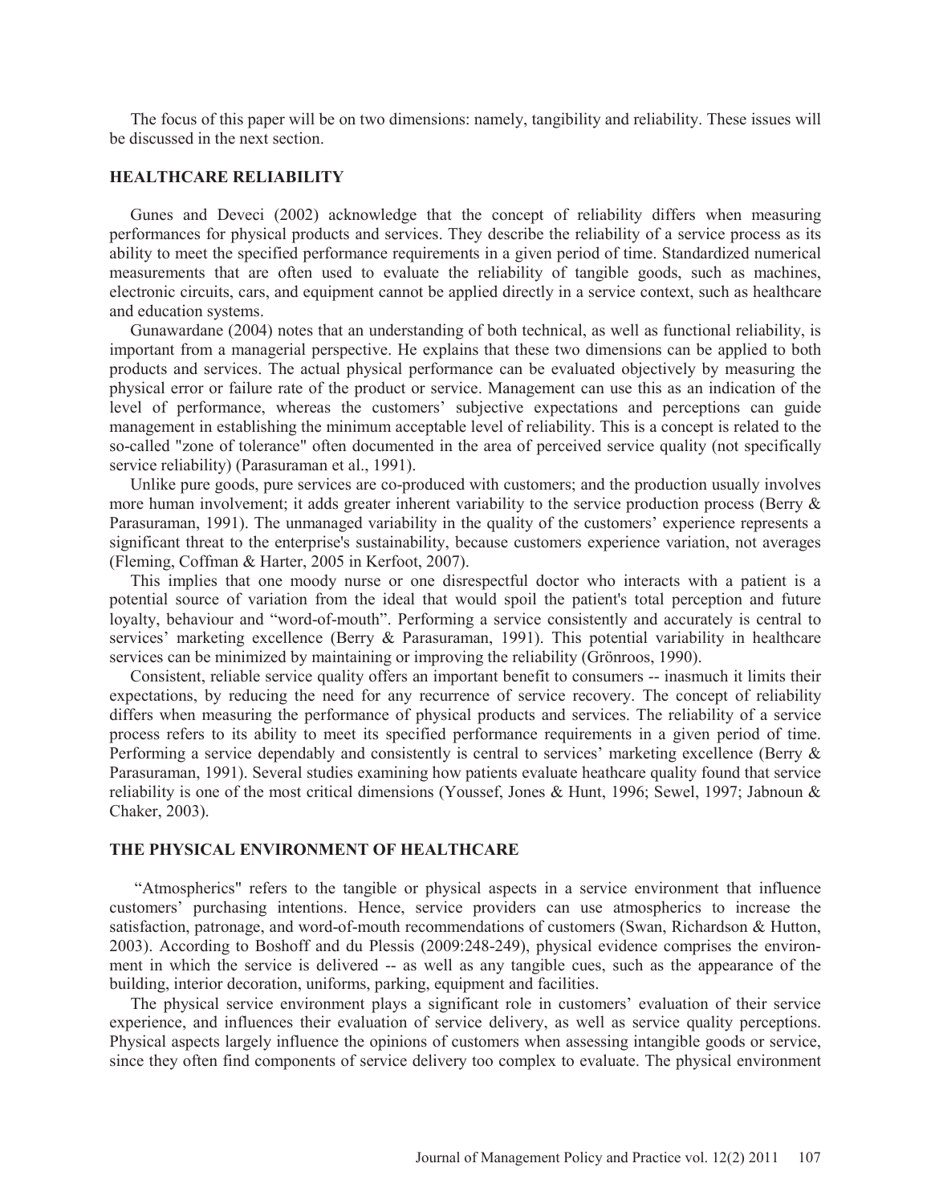The focus of this paper will be on two dimensions: namely, tangibility and reliability. These issues will be discussed in the next section.

## HEALTHCARE RELIABILITY

Gunes and Deveci (2002) acknowledge that the concept of reliability differs when measuring performances for physical products and services. They describe the reliability of a service process as its ability to meet the specified performance requirements in a given period of time. Standardized numerical measurements that are often used to evaluate the reliability of tangible goods, such as machines, electronic circuits, cars, and equipment cannot be applied directly in a service context, such as healthcare and education systems.

Gunawardane (2004) notes that an understanding of both technical, as well as functional reliability, is important from a managerial perspective. He explains that these two dimensions can be applied to both products and services. The actual physical performance can be evaluated objectively by measuring the physical error or failure rate of the product or service. Management can use this as an indication of the level of performance, whereas the customers' subjective expectations and perceptions can guide management in establishing the minimum acceptable level of reliability. This is a concept is related to the so-called "zone of tolerance" often documented in the area of perceived service quality (not specifically service reliability) (Parasuraman et al., 1991).

Unlike pure goods, pure services are co-produced with customers; and the production usually involves more human involvement; it adds greater inherent variability to the service production process (Berry & Parasuraman, 1991). The unmanaged variability in the quality of the customers' experience represents a significant threat to the enterprise's sustainability, because customers experience variation, not averages (Fleming, Coffman & Harter, 2005 in Kerfoot, 2007).

This implies that one moody nurse or one disrespectful doctor who interacts with a patient is a potential source of variation from the ideal that would spoil the patient's total perception and future loyalty, behaviour and "word-of-mouth". Performing a service consistently and accurately is central to services' marketing excellence (Berry & Parasuraman, 1991). This potential variability in healthcare services can be minimized by maintaining or improving the reliability (Grönroos, 1990).

Consistent, reliable service quality offers an important benefit to consumers -- inasmuch it limits their expectations, by reducing the need for any recurrence of service recovery. The concept of reliability differs when measuring the performance of physical products and services. The reliability of a service process refers to its ability to meet its specified performance requirements in a given period of time. Performing a service dependably and consistently is central to services' marketing excellence (Berry & Parasuraman, 1991). Several studies examining how patients evaluate heathcare quality found that service reliability is one of the most critical dimensions (Youssef, Jones & Hunt, 1996; Sewel, 1997; Jabnoun & Chaker, 2003).

## THE PHYSICAL ENVIRONMENT OF HEALTHCARE

"Atmospherics" refers to the tangible or physical aspects in a service environment that influence customers' purchasing intentions. Hence, service providers can use atmospherics to increase the satisfaction, patronage, and word-of-mouth recommendations of customers (Swan, Richardson & Hutton, 2003). According to Boshoff and du Plessis (2009:248-249), physical evidence comprises the environment in which the service is delivered -- as well as any tangible cues, such as the appearance of the building, interior decoration, uniforms, parking, equipment and facilities.

The physical service environment plays a significant role in customers' evaluation of their service experience, and influences their evaluation of service delivery, as well as service quality perceptions. Physical aspects largely influence the opinions of customers when assessing intangible goods or service, since they often find components of service delivery too complex to evaluate. The physical environment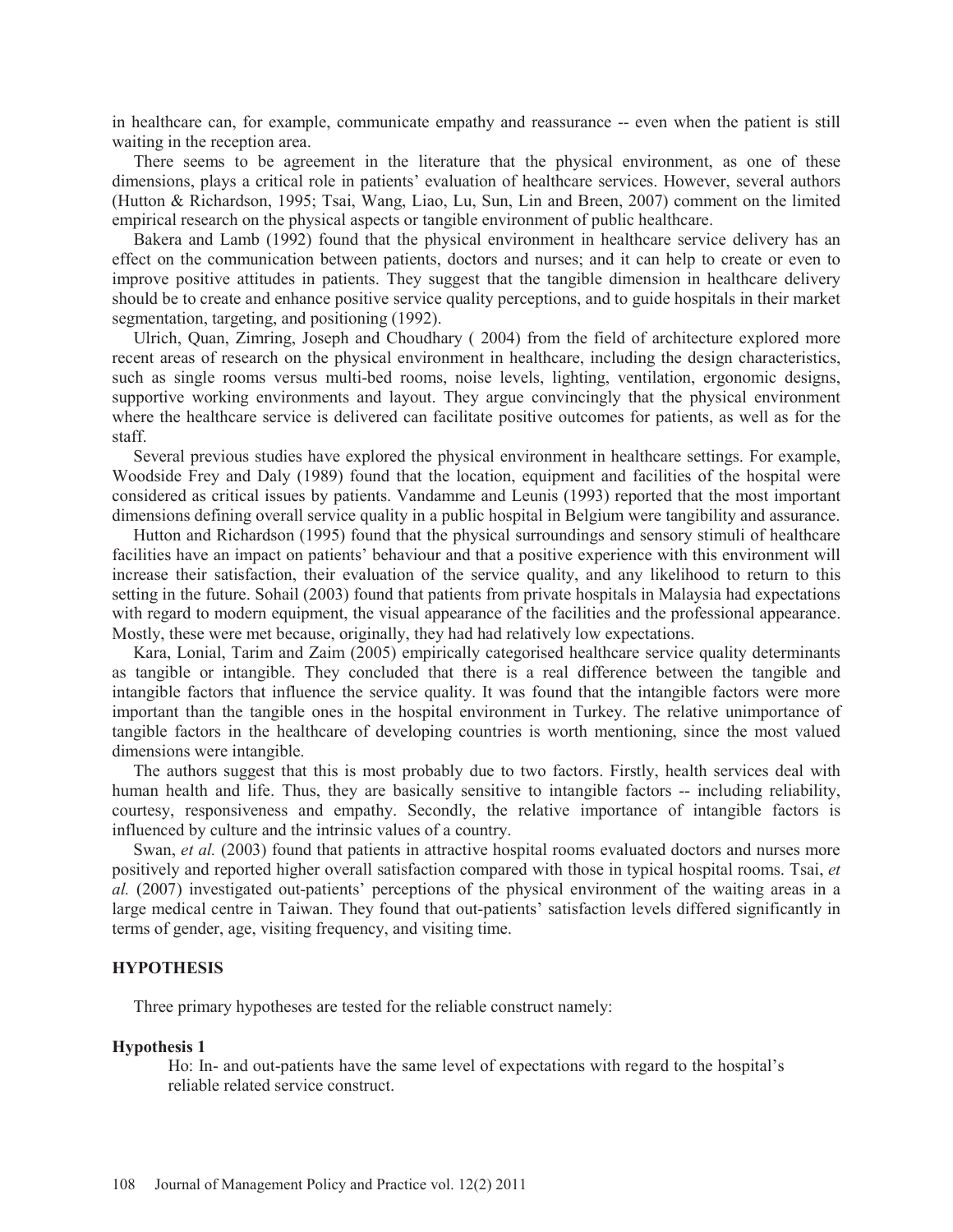in healthcare can, for example, communicate empathy and reassurance -- even when the patient is still waiting in the reception area.

There seems to be agreement in the literature that the physical environment, as one of these dimensions, plays a critical role in patients' evaluation of healthcare services. However, several authors (Hutton & Richardson, 1995; Tsai, Wang, Liao, Lu, Sun, Lin and Breen, 2007) comment on the limited empirical research on the physical aspects or tangible environment of public healthcare.

Bakera and Lamb (1992) found that the physical environment in healthcare service delivery has an effect on the communication between patients, doctors and nurses; and it can help to create or even to improve positive attitudes in patients. They suggest that the tangible dimension in healthcare delivery should be to create and enhance positive service quality perceptions, and to guide hospitals in their market segmentation, targeting, and positioning (1992).

Ulrich, Quan, Zimring, Joseph and Choudhary ( 2004) from the field of architecture explored more recent areas of research on the physical environment in healthcare, including the design characteristics, such as single rooms versus multi-bed rooms, noise levels, lighting, ventilation, ergonomic designs, supportive working environments and layout. They argue convincingly that the physical environment where the healthcare service is delivered can facilitate positive outcomes for patients, as well as for the staff.

Several previous studies have explored the physical environment in healthcare settings. For example, Woodside Frey and Daly (1989) found that the location, equipment and facilities of the hospital were considered as critical issues by patients. Vandamme and Leunis (1993) reported that the most important dimensions defining overall service quality in a public hospital in Belgium were tangibility and assurance.

Hutton and Richardson (1995) found that the physical surroundings and sensory stimuli of healthcare facilities have an impact on patients' behaviour and that a positive experience with this environment will increase their satisfaction, their evaluation of the service quality, and any likelihood to return to this setting in the future. Sohail (2003) found that patients from private hospitals in Malaysia had expectations with regard to modern equipment, the visual appearance of the facilities and the professional appearance. Mostly, these were met because, originally, they had had relatively low expectations.

Kara, Lonial, Tarim and Zaim (2005) empirically categorised healthcare service quality determinants as tangible or intangible. They concluded that there is a real difference between the tangible and intangible factors that influence the service quality. It was found that the intangible factors were more important than the tangible ones in the hospital environment in Turkey. The relative unimportance of tangible factors in the healthcare of developing countries is worth mentioning, since the most valued dimensions were intangible.

The authors suggest that this is most probably due to two factors. Firstly, health services deal with human health and life. Thus, they are basically sensitive to intangible factors -- including reliability, courtesy, responsiveness and empathy. Secondly, the relative importance of intangible factors is influenced by culture and the intrinsic values of a country.

Swan, *et al.* (2003) found that patients in attractive hospital rooms evaluated doctors and nurses more positively and reported higher overall satisfaction compared with those in typical hospital rooms. Tsai, *et al.* (2007) investigated out-patients' perceptions of the physical environment of the waiting areas in a large medical centre in Taiwan. They found that out-patients' satisfaction levels differed significantly in terms of gender, age, visiting frequency, and visiting time.

## HYPOTHESIS

Three primary hypotheses are tested for the reliable construct namely:

**Hypothesis 1**

Ho: In- and out-patients have the same level of expectations with regard to the hospital's reliable related service construct.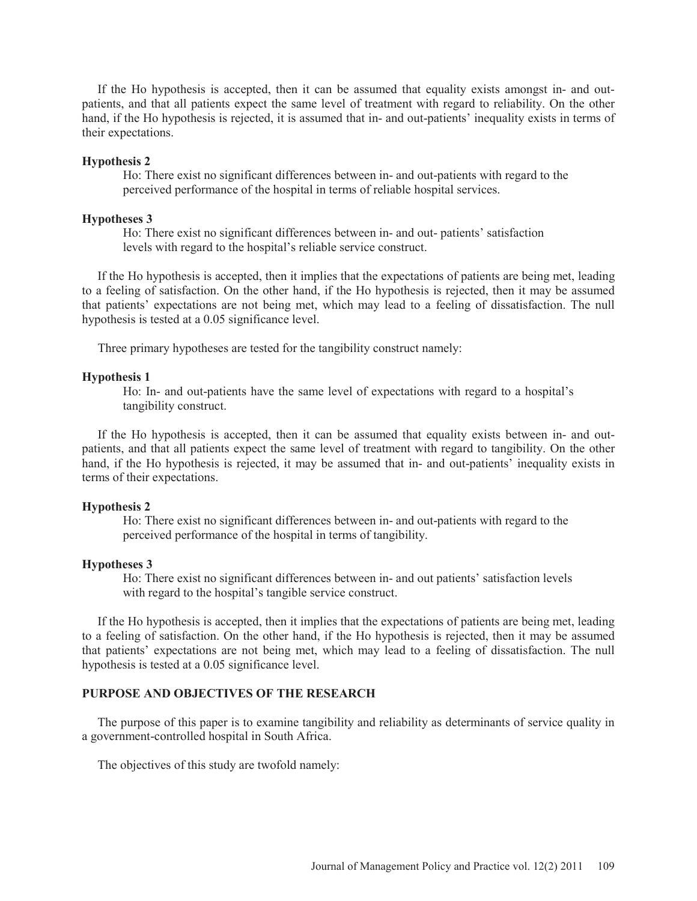If the Ho hypothesis is accepted, then it can be assumed that equality exists amongst in- and out-patients, and that all patients expect the same level of treatment with regard to reliability. On the other hand, if the Ho hypothesis is rejected, it is assumed that in- and out-patients' inequality exists in terms of their expectations.

**Hypothesis 2**

Ho: There exist no significant differences between in- and out-patients with regard to the perceived performance of the hospital in terms of reliable hospital services.

**Hypotheses 3**

Ho: There exist no significant differences between in- and out- patients' satisfaction levels with regard to the hospital's reliable service construct.

If the Ho hypothesis is accepted, then it implies that the expectations of patients are being met, leading to a feeling of satisfaction. On the other hand, if the Ho hypothesis is rejected, then it may be assumed that patients' expectations are not being met, which may lead to a feeling of dissatisfaction. The null hypothesis is tested at a 0.05 significance level.

Three primary hypotheses are tested for the tangibility construct namely:

**Hypothesis 1**

Ho: In- and out-patients have the same level of expectations with regard to a hospital's tangibility construct.

If the Ho hypothesis is accepted, then it can be assumed that equality exists between in- and out-patients, and that all patients expect the same level of treatment with regard to tangibility. On the other hand, if the Ho hypothesis is rejected, it may be assumed that in- and out-patients' inequality exists in terms of their expectations.

**Hypothesis 2**

Ho: There exist no significant differences between in- and out-patients with regard to the perceived performance of the hospital in terms of tangibility.

**Hypotheses 3**

Ho: There exist no significant differences between in- and out patients' satisfaction levels with regard to the hospital's tangible service construct.

If the Ho hypothesis is accepted, then it implies that the expectations of patients are being met, leading to a feeling of satisfaction. On the other hand, if the Ho hypothesis is rejected, then it may be assumed that patients' expectations are not being met, which may lead to a feeling of dissatisfaction. The null hypothesis is tested at a 0.05 significance level.

## PURPOSE AND OBJECTIVES OF THE RESEARCH

The purpose of this paper is to examine tangibility and reliability as determinants of service quality in a government-controlled hospital in South Africa.

The objectives of this study are twofold namely: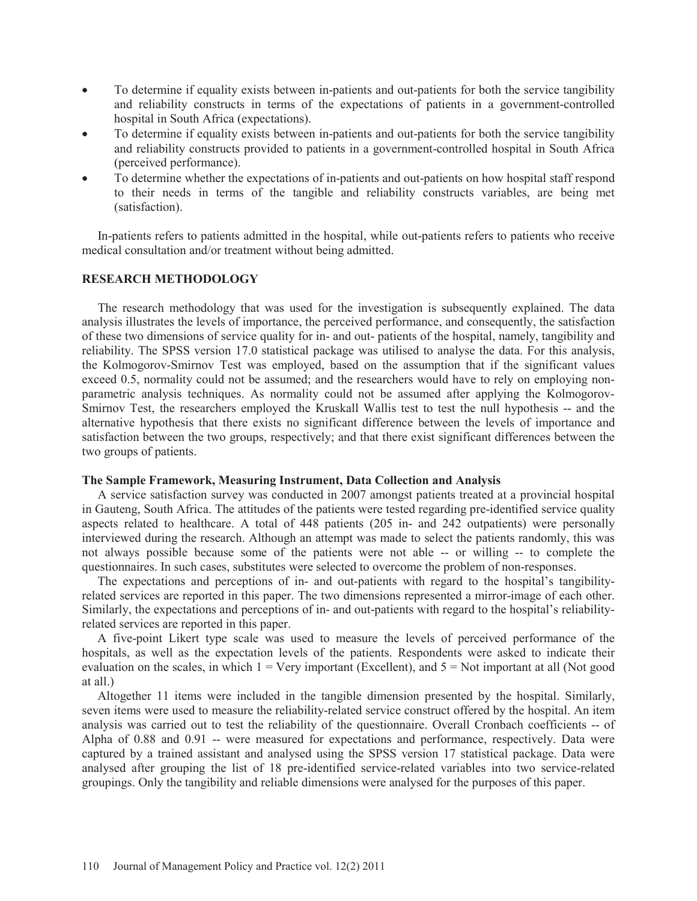- To determine if equality exists between in-patients and out-patients for both the service tangibility and reliability constructs in terms of the expectations of patients in a government-controlled hospital in South Africa (expectations).
- To determine if equality exists between in-patients and out-patients for both the service tangibility and reliability constructs provided to patients in a government-controlled hospital in South Africa (perceived performance).
- To determine whether the expectations of in-patients and out-patients on how hospital staff respond to their needs in terms of the tangible and reliability constructs variables, are being met (satisfaction).

In-patients refers to patients admitted in the hospital, while out-patients refers to patients who receive medical consultation and/or treatment without being admitted.

## RESEARCH METHODOLOGY

The research methodology that was used for the investigation is subsequently explained. The data analysis illustrates the levels of importance, the perceived performance, and consequently, the satisfaction of these two dimensions of service quality for in- and out- patients of the hospital, namely, tangibility and reliability. The SPSS version 17.0 statistical package was utilised to analyse the data. For this analysis, the Kolmogorov-Smirnov Test was employed, based on the assumption that if the significant values exceed 0.5, normality could not be assumed; and the researchers would have to rely on employing non-parametric analysis techniques. As normality could not be assumed after applying the Kolmogorov-Smirnov Test, the researchers employed the Kruskall Wallis test to test the null hypothesis -- and the alternative hypothesis that there exists no significant difference between the levels of importance and satisfaction between the two groups, respectively; and that there exist significant differences between the two groups of patients.

### The Sample Framework, Measuring Instrument, Data Collection and Analysis

A service satisfaction survey was conducted in 2007 amongst patients treated at a provincial hospital in Gauteng, South Africa. The attitudes of the patients were tested regarding pre-identified service quality aspects related to healthcare. A total of 448 patients (205 in- and 242 outpatients) were personally interviewed during the research. Although an attempt was made to select the patients randomly, this was not always possible because some of the patients were not able -- or willing -- to complete the questionnaires. In such cases, substitutes were selected to overcome the problem of non-responses.

The expectations and perceptions of in- and out-patients with regard to the hospital's tangibility-related services are reported in this paper. The two dimensions represented a mirror-image of each other. Similarly, the expectations and perceptions of in- and out-patients with regard to the hospital's reliability-related services are reported in this paper.

A five-point Likert type scale was used to measure the levels of perceived performance of the hospitals, as well as the expectation levels of the patients. Respondents were asked to indicate their evaluation on the scales, in which 1 = Very important (Excellent), and 5 = Not important at all (Not good at all.)

Altogether 11 items were included in the tangible dimension presented by the hospital. Similarly, seven items were used to measure the reliability-related service construct offered by the hospital. An item analysis was carried out to test the reliability of the questionnaire. Overall Cronbach coefficients -- of Alpha of 0.88 and 0.91 -- were measured for expectations and performance, respectively. Data were captured by a trained assistant and analysed using the SPSS version 17 statistical package. Data were analysed after grouping the list of 18 pre-identified service-related variables into two service-related groupings. Only the tangibility and reliable dimensions were analysed for the purposes of this paper.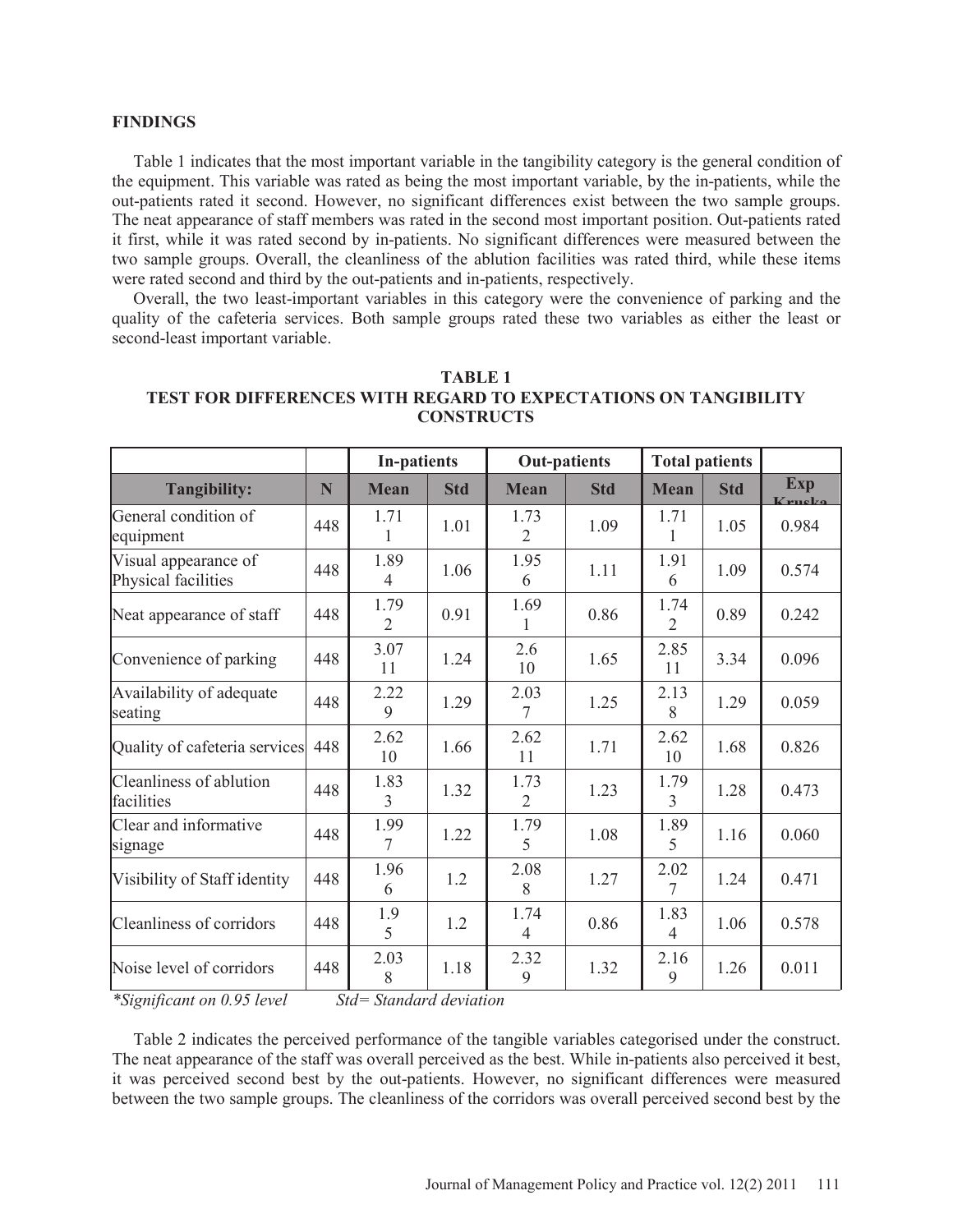## FINDINGS

Table 1 indicates that the most important variable in the tangibility category is the general condition of the equipment. This variable was rated as being the most important variable, by the in-patients, while the out-patients rated it second. However, no significant differences exist between the two sample groups. The neat appearance of staff members was rated in the second most important position. Out-patients rated it first, while it was rated second by in-patients. No significant differences were measured between the two sample groups. Overall, the cleanliness of the ablution facilities was rated third, while these items were rated second and third by the out-patients and in-patients, respectively.

Overall, the two least-important variables in this category were the convenience of parking and the quality of the cafeteria services. Both sample groups rated these two variables as either the least or second-least important variable.

**TABLE 1**
**TEST FOR DIFFERENCES WITH REGARD TO EXPECTATIONS ON TANGIBILITY CONSTRUCTS**

| | | In-patients | | Out-patients | | Total patients | | |
|---|---|---|---|---|---|---|---|---|
| **Tangibility:** | **N** | **Mean** | **Std** | **Mean** | **Std** | **Mean** | **Std** | **Exp Kruska** |
| General condition of equipment | 448 | 1.71<br>1 | 1.01 | 1.73<br>2 | 1.09 | 1.71<br>1 | 1.05 | 0.984 |
| Visual appearance of Physical facilities | 448 | 1.89<br>4 | 1.06 | 1.95<br>6 | 1.11 | 1.91<br>6 | 1.09 | 0.574 |
| Neat appearance of staff | 448 | 1.79<br>2 | 0.91 | 1.69<br>1 | 0.86 | 1.74<br>2 | 0.89 | 0.242 |
| Convenience of parking | 448 | 3.07<br>11 | 1.24 | 2.6<br>10 | 1.65 | 2.85<br>11 | 3.34 | 0.096 |
| Availability of adequate seating | 448 | 2.22<br>9 | 1.29 | 2.03<br>7 | 1.25 | 2.13<br>8 | 1.29 | 0.059 |
| Quality of cafeteria services | 448 | 2.62<br>10 | 1.66 | 2.62<br>11 | 1.71 | 2.62<br>10 | 1.68 | 0.826 |
| Cleanliness of ablution facilities | 448 | 1.83<br>3 | 1.32 | 1.73<br>2 | 1.23 | 1.79<br>3 | 1.28 | 0.473 |
| Clear and informative signage | 448 | 1.99<br>7 | 1.22 | 1.79<br>5 | 1.08 | 1.89<br>5 | 1.16 | 0.060 |
| Visibility of Staff identity | 448 | 1.96<br>6 | 1.2 | 2.08<br>8 | 1.27 | 2.02<br>7 | 1.24 | 0.471 |
| Cleanliness of corridors | 448 | 1.9<br>5 | 1.2 | 1.74<br>4 | 0.86 | 1.83<br>4 | 1.06 | 0.578 |
| Noise level of corridors | 448 | 2.03<br>8 | 1.18 | 2.32<br>9 | 1.32 | 2.16<br>9 | 1.26 | 0.011 |

*\*Significant on 0.95 level* *Std= Standard deviation*

Table 2 indicates the perceived performance of the tangible variables categorised under the construct. The neat appearance of the staff was overall perceived as the best. While in-patients also perceived it best, it was perceived second best by the out-patients. However, no significant differences were measured between the two sample groups. The cleanliness of the corridors was overall perceived second best by the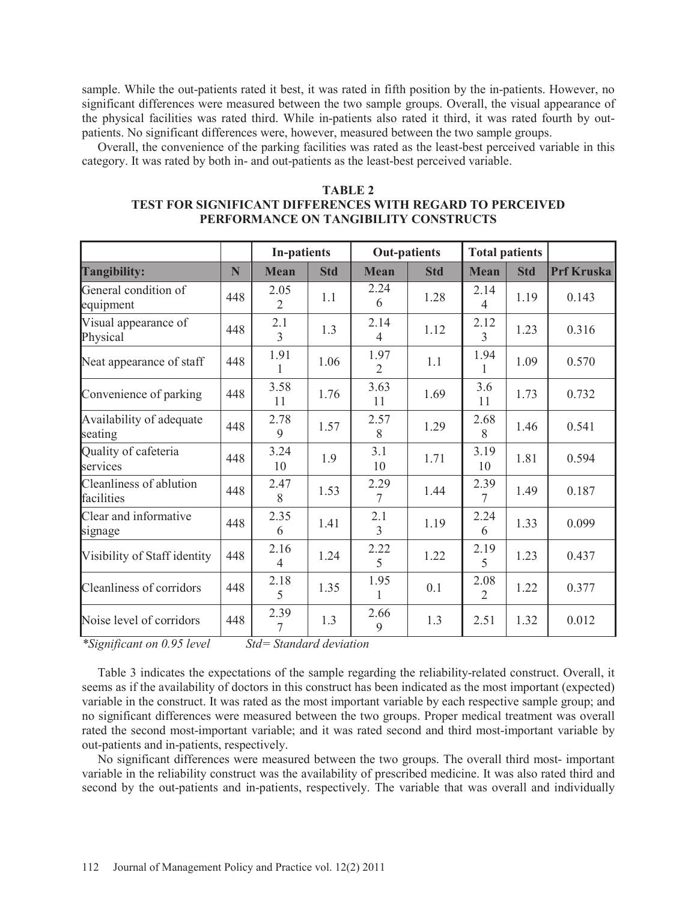sample. While the out-patients rated it best, it was rated in fifth position by the in-patients. However, no significant differences were measured between the two sample groups. Overall, the visual appearance of the physical facilities was rated third. While in-patients also rated it third, it was rated fourth by out-patients. No significant differences were, however, measured between the two sample groups.

Overall, the convenience of the parking facilities was rated as the least-best perceived variable in this category. It was rated by both in- and out-patients as the least-best perceived variable.

**TABLE 2**
**TEST FOR SIGNIFICANT DIFFERENCES WITH REGARD TO PERCEIVED PERFORMANCE ON TANGIBILITY CONSTRUCTS**

| | | In-patients | | Out-patients | | Total patients | | |
|---|---|---|---|---|---|---|---|---|
| **Tangibility:** | **N** | **Mean** | **Std** | **Mean** | **Std** | **Mean** | **Std** | **Prf Kruska** |
| General condition of equipment | 448 | 2.05<br>2 | 1.1 | 2.24<br>6 | 1.28 | 2.14<br>4 | 1.19 | 0.143 |
| Visual appearance of Physical | 448 | 2.1<br>3 | 1.3 | 2.14<br>4 | 1.12 | 2.12<br>3 | 1.23 | 0.316 |
| Neat appearance of staff | 448 | 1.91<br>1 | 1.06 | 1.97<br>2 | 1.1 | 1.94<br>1 | 1.09 | 0.570 |
| Convenience of parking | 448 | 3.58<br>11 | 1.76 | 3.63<br>11 | 1.69 | 3.6<br>11 | 1.73 | 0.732 |
| Availability of adequate seating | 448 | 2.78<br>9 | 1.57 | 2.57<br>8 | 1.29 | 2.68<br>8 | 1.46 | 0.541 |
| Quality of cafeteria services | 448 | 3.24<br>10 | 1.9 | 3.1<br>10 | 1.71 | 3.19<br>10 | 1.81 | 0.594 |
| Cleanliness of ablution facilities | 448 | 2.47<br>8 | 1.53 | 2.29<br>7 | 1.44 | 2.39<br>7 | 1.49 | 0.187 |
| Clear and informative signage | 448 | 2.35<br>6 | 1.41 | 2.1<br>3 | 1.19 | 2.24<br>6 | 1.33 | 0.099 |
| Visibility of Staff identity | 448 | 2.16<br>4 | 1.24 | 2.22<br>5 | 1.22 | 2.19<br>5 | 1.23 | 0.437 |
| Cleanliness of corridors | 448 | 2.18<br>5 | 1.35 | 1.95<br>1 | 0.1 | 2.08<br>2 | 1.22 | 0.377 |
| Noise level of corridors | 448 | 2.39<br>7 | 1.3 | 2.66<br>9 | 1.3 | 2.51 | 1.32 | 0.012 |

*\*Significant on 0.95 level* *Std= Standard deviation*

Table 3 indicates the expectations of the sample regarding the reliability-related construct. Overall, it seems as if the availability of doctors in this construct has been indicated as the most important (expected) variable in the construct. It was rated as the most important variable by each respective sample group; and no significant differences were measured between the two groups. Proper medical treatment was overall rated the second most-important variable; and it was rated second and third most-important variable by out-patients and in-patients, respectively.

No significant differences were measured between the two groups. The overall third most- important variable in the reliability construct was the availability of prescribed medicine. It was also rated third and second by the out-patients and in-patients, respectively. The variable that was overall and individually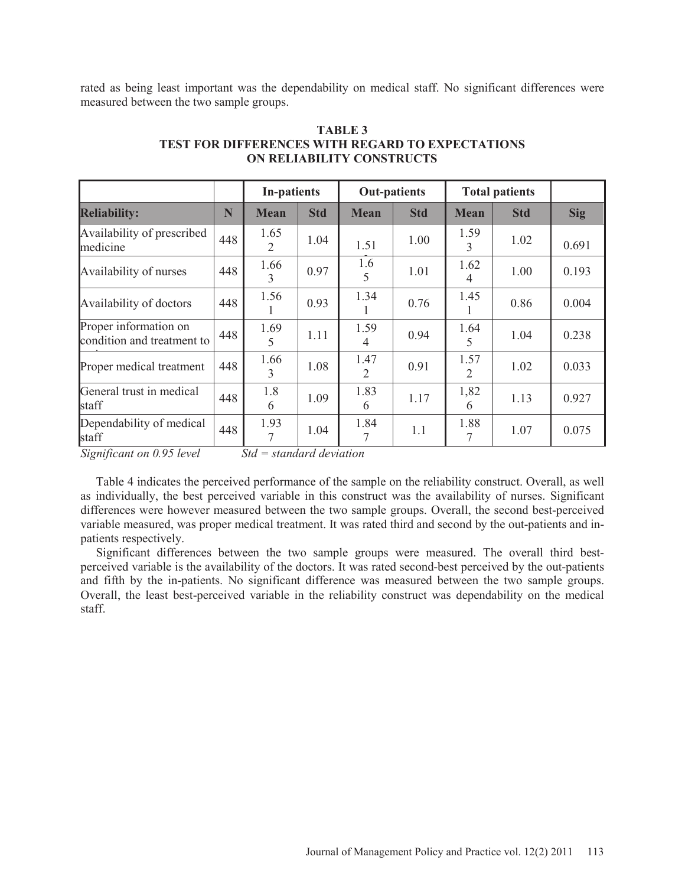rated as being least important was the dependability on medical staff. No significant differences were measured between the two sample groups.

**TABLE 3**
**TEST FOR DIFFERENCES WITH REGARD TO EXPECTATIONS ON RELIABILITY CONSTRUCTS**

| | | In-patients | | Out-patients | | Total patients | | |
|---|---|---|---|---|---|---|---|---|
| **Reliability:** | **N** | **Mean** | **Std** | **Mean** | **Std** | **Mean** | **Std** | **Sig** |
| Availability of prescribed medicine | 448 | 1.65 2 | 1.04 | 1.51 | 1.00 | 1.59 3 | 1.02 | 0.691 |
| Availability of nurses | 448 | 1.66 3 | 0.97 | 1.6 5 | 1.01 | 1.62 4 | 1.00 | 0.193 |
| Availability of doctors | 448 | 1.56 1 | 0.93 | 1.34 1 | 0.76 | 1.45 1 | 0.86 | 0.004 |
| Proper information on condition and treatment to | 448 | 1.69 5 | 1.11 | 1.59 4 | 0.94 | 1.64 5 | 1.04 | 0.238 |
| Proper medical treatment | 448 | 1.66 3 | 1.08 | 1.47 2 | 0.91 | 1.57 2 | 1.02 | 0.033 |
| General trust in medical staff | 448 | 1.8 6 | 1.09 | 1.83 6 | 1.17 | 1,82 6 | 1.13 | 0.927 |
| Dependability of medical staff | 448 | 1.93 7 | 1.04 | 1.84 7 | 1.1 | 1.88 7 | 1.07 | 0.075 |

*Significant on 0.95 level* *Std = standard deviation*

Table 4 indicates the perceived performance of the sample on the reliability construct. Overall, as well as individually, the best perceived variable in this construct was the availability of nurses. Significant differences were however measured between the two sample groups. Overall, the second best-perceived variable measured, was proper medical treatment. It was rated third and second by the out-patients and in-patients respectively.

Significant differences between the two sample groups were measured. The overall third best-perceived variable is the availability of the doctors. It was rated second-best perceived by the out-patients and fifth by the in-patients. No significant difference was measured between the two sample groups. Overall, the least best-perceived variable in the reliability construct was dependability on the medical staff.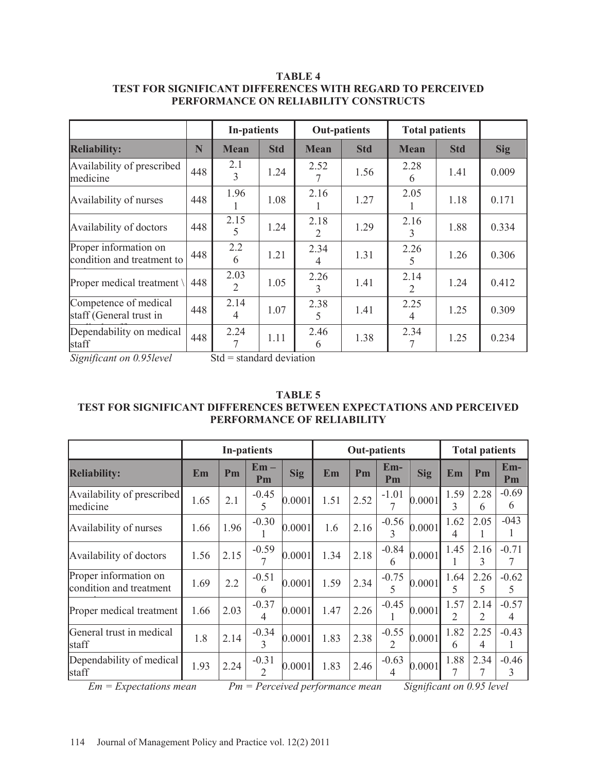**TABLE 4**
**TEST FOR SIGNIFICANT DIFFERENCES WITH REGARD TO PERCEIVED PERFORMANCE ON RELIABILITY CONSTRUCTS**

| | | In-patients | | Out-patients | | Total patients | | |
|---|---|---|---|---|---|---|---|---|
| **Reliability:** | **N** | **Mean** | **Std** | **Mean** | **Std** | **Mean** | **Std** | **Sig** |
| Availability of prescribed medicine | 448 | 2.13 | 1.24 | 2.527 | 1.56 | 2.286 | 1.41 | 0.009 |
| Availability of nurses | 448 | 1.961 | 1.08 | 2.161 | 1.27 | 2.051 | 1.18 | 0.171 |
| Availability of doctors | 448 | 2.155 | 1.24 | 2.182 | 1.29 | 2.163 | 1.88 | 0.334 |
| Proper information on condition and treatment to | 448 | 2.26 | 1.21 | 2.344 | 1.31 | 2.265 | 1.26 | 0.306 |
| Proper medical treatment \ | 448 | 2.032 | 1.05 | 2.263 | 1.41 | 2.142 | 1.24 | 0.412 |
| Competence of medical staff (General trust in | 448 | 2.144 | 1.07 | 2.385 | 1.41 | 2.254 | 1.25 | 0.309 |
| Dependability on medical staff | 448 | 2.247 | 1.11 | 2.466 | 1.38 | 2.347 | 1.25 | 0.234 |

*Significant on 0.95level* Std = standard deviation

**TABLE 5**
**TEST FOR SIGNIFICANT DIFFERENCES BETWEEN EXPECTATIONS AND PERCEIVED PERFORMANCE OF RELIABILITY**

| | In-patients | | | | Out-patients | | | | Total patients | | |
|---|---|---|---|---|---|---|---|---|---|---|---|
| **Reliability:** | **Em** | **Pm** | **Em – Pm** | **Sig** | **Em** | **Pm** | **Em-Pm** | **Sig** | **Em** | **Pm** | **Em-Pm** |
| Availability of prescribed medicine | 1.65 | 2.1 | -0.455 | 0.0001 | 1.51 | 2.52 | -1.017 | 0.0001 | 1.593 | 2.286 | -0.696 |
| Availability of nurses | 1.66 | 1.96 | -0.301 | 0.0001 | 1.6 | 2.16 | -0.563 | 0.0001 | 1.624 | 2.051 | -0431 |
| Availability of doctors | 1.56 | 2.15 | -0.597 | 0.0001 | 1.34 | 2.18 | -0.846 | 0.0001 | 1.451 | 2.163 | -0.717 |
| Proper information on condition and treatment | 1.69 | 2.2 | -0.516 | 0.0001 | 1.59 | 2.34 | -0.755 | 0.0001 | 1.645 | 2.265 | -0.625 |
| Proper medical treatment | 1.66 | 2.03 | -0.374 | 0.0001 | 1.47 | 2.26 | -0.451 | 0.0001 | 1.572 | 2.142 | -0.574 |
| General trust in medical staff | 1.8 | 2.14 | -0.343 | 0.0001 | 1.83 | 2.38 | -0.552 | 0.0001 | 1.826 | 2.254 | -0.431 |
| Dependability of medical staff | 1.93 | 2.24 | -0.312 | 0.0001 | 1.83 | 2.46 | -0.634 | 0.0001 | 1.887 | 2.347 | -0.463 |

*Em = Expectations mean* *Pm = Perceived performance mean* *Significant on 0.95 level*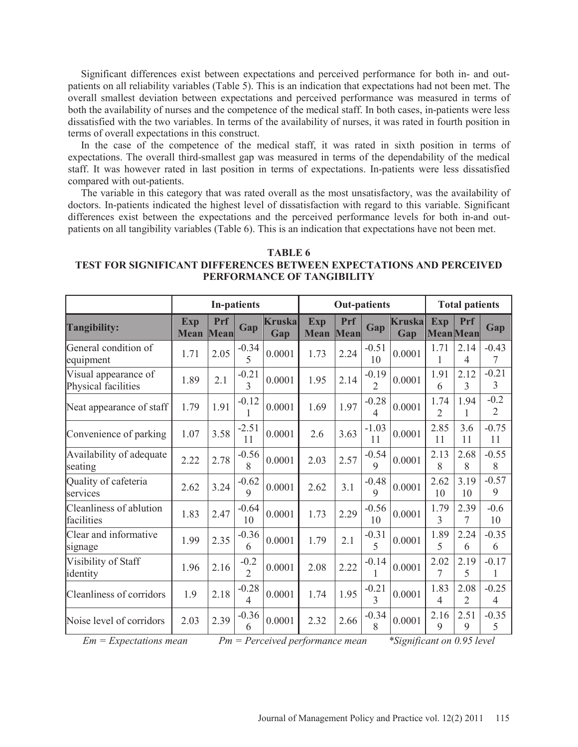Significant differences exist between expectations and perceived performance for both in- and out-patients on all reliability variables (Table 5). This is an indication that expectations had not been met. The overall smallest deviation between expectations and perceived performance was measured in terms of both the availability of nurses and the competence of the medical staff. In both cases, in-patients were less dissatisfied with the two variables. In terms of the availability of nurses, it was rated in fourth position in terms of overall expectations in this construct.

In the case of the competence of the medical staff, it was rated in sixth position in terms of expectations. The overall third-smallest gap was measured in terms of the dependability of the medical staff. It was however rated in last position in terms of expectations. In-patients were less dissatisfied compared with out-patients.

The variable in this category that was rated overall as the most unsatisfactory, was the availability of doctors. In-patients indicated the highest level of dissatisfaction with regard to this variable. Significant differences exist between the expectations and the perceived performance levels for both in-and out-patients on all tangibility variables (Table 6). This is an indication that expectations have not been met.

**TABLE 6**
**TEST FOR SIGNIFICANT DIFFERENCES BETWEEN EXPECTATIONS AND PERCEIVED PERFORMANCE OF TANGIBILITY**

| | In-patients | | | | Out-patients | | | | Total patients | | |
|---|---|---|---|---|---|---|---|---|---|---|---|
| **Tangibility:** | **Exp Mean** | **Prf Mean** | **Gap** | **Kruska Gap** | **Exp Mean** | **Prf Mean** | **Gap** | **Kruska Gap** | **Exp Mean** | **Prf Mean** | **Gap** |
| General condition of equipment | 1.71 | 2.05 | -0.34 5 | 0.0001 | 1.73 | 2.24 | -0.51 10 | 0.0001 | 1.71 1 | 2.14 4 | -0.43 7 |
| Visual appearance of Physical facilities | 1.89 | 2.1 | -0.21 3 | 0.0001 | 1.95 | 2.14 | -0.19 2 | 0.0001 | 1.91 6 | 2.12 3 | -0.21 3 |
| Neat appearance of staff | 1.79 | 1.91 | -0.12 1 | 0.0001 | 1.69 | 1.97 | -0.28 4 | 0.0001 | 1.74 2 | 1.94 1 | -0.2 2 |
| Convenience of parking | 1.07 | 3.58 | -2.51 11 | 0.0001 | 2.6 | 3.63 | -1.03 11 | 0.0001 | 2.85 11 | 3.6 11 | -0.75 11 |
| Availability of adequate seating | 2.22 | 2.78 | -0.56 8 | 0.0001 | 2.03 | 2.57 | -0.54 9 | 0.0001 | 2.13 8 | 2.68 8 | -0.55 8 |
| Quality of cafeteria services | 2.62 | 3.24 | -0.62 9 | 0.0001 | 2.62 | 3.1 | -0.48 9 | 0.0001 | 2.62 10 | 3.19 10 | -0.57 9 |
| Cleanliness of ablution facilities | 1.83 | 2.47 | -0.64 10 | 0.0001 | 1.73 | 2.29 | -0.56 10 | 0.0001 | 1.79 3 | 2.39 7 | -0.6 10 |
| Clear and informative signage | 1.99 | 2.35 | -0.36 6 | 0.0001 | 1.79 | 2.1 | -0.31 5 | 0.0001 | 1.89 5 | 2.24 6 | -0.35 6 |
| Visibility of Staff identity | 1.96 | 2.16 | -0.2 2 | 0.0001 | 2.08 | 2.22 | -0.14 1 | 0.0001 | 2.02 7 | 2.19 5 | -0.17 1 |
| Cleanliness of corridors | 1.9 | 2.18 | -0.28 4 | 0.0001 | 1.74 | 1.95 | -0.21 3 | 0.0001 | 1.83 4 | 2.08 2 | -0.25 4 |
| Noise level of corridors | 2.03 | 2.39 | -0.36 6 | 0.0001 | 2.32 | 2.66 | -0.34 8 | 0.0001 | 2.16 9 | 2.51 9 | -0.35 5 |

*Em = Expectations mean* *Pm = Perceived performance mean* *\*Significant on 0.95 level*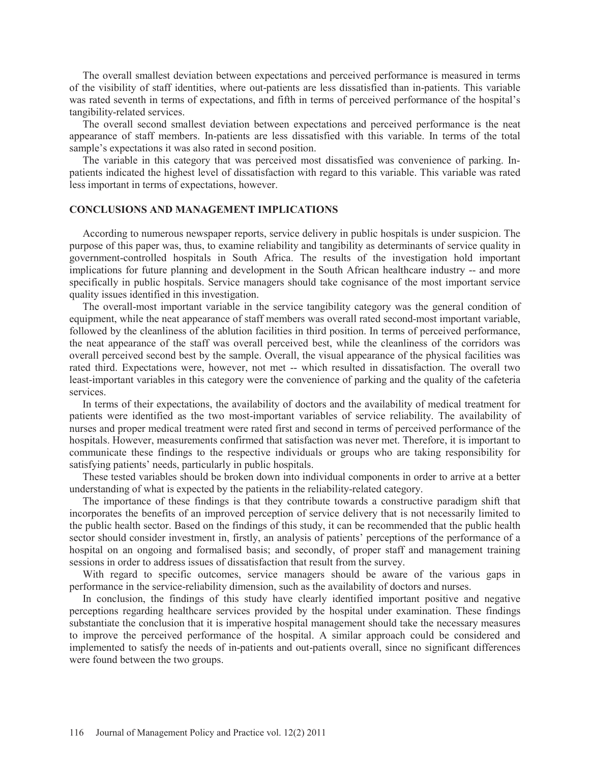The overall smallest deviation between expectations and perceived performance is measured in terms of the visibility of staff identities, where out-patients are less dissatisfied than in-patients. This variable was rated seventh in terms of expectations, and fifth in terms of perceived performance of the hospital's tangibility-related services.

The overall second smallest deviation between expectations and perceived performance is the neat appearance of staff members. In-patients are less dissatisfied with this variable. In terms of the total sample's expectations it was also rated in second position.

The variable in this category that was perceived most dissatisfied was convenience of parking. In-patients indicated the highest level of dissatisfaction with regard to this variable. This variable was rated less important in terms of expectations, however.

## CONCLUSIONS AND MANAGEMENT IMPLICATIONS

According to numerous newspaper reports, service delivery in public hospitals is under suspicion. The purpose of this paper was, thus, to examine reliability and tangibility as determinants of service quality in government-controlled hospitals in South Africa. The results of the investigation hold important implications for future planning and development in the South African healthcare industry -- and more specifically in public hospitals. Service managers should take cognisance of the most important service quality issues identified in this investigation.

The overall-most important variable in the service tangibility category was the general condition of equipment, while the neat appearance of staff members was overall rated second-most important variable, followed by the cleanliness of the ablution facilities in third position. In terms of perceived performance, the neat appearance of the staff was overall perceived best, while the cleanliness of the corridors was overall perceived second best by the sample. Overall, the visual appearance of the physical facilities was rated third. Expectations were, however, not met -- which resulted in dissatisfaction. The overall two least-important variables in this category were the convenience of parking and the quality of the cafeteria services.

In terms of their expectations, the availability of doctors and the availability of medical treatment for patients were identified as the two most-important variables of service reliability. The availability of nurses and proper medical treatment were rated first and second in terms of perceived performance of the hospitals. However, measurements confirmed that satisfaction was never met. Therefore, it is important to communicate these findings to the respective individuals or groups who are taking responsibility for satisfying patients' needs, particularly in public hospitals.

These tested variables should be broken down into individual components in order to arrive at a better understanding of what is expected by the patients in the reliability-related category.

The importance of these findings is that they contribute towards a constructive paradigm shift that incorporates the benefits of an improved perception of service delivery that is not necessarily limited to the public health sector. Based on the findings of this study, it can be recommended that the public health sector should consider investment in, firstly, an analysis of patients' perceptions of the performance of a hospital on an ongoing and formalised basis; and secondly, of proper staff and management training sessions in order to address issues of dissatisfaction that result from the survey.

With regard to specific outcomes, service managers should be aware of the various gaps in performance in the service-reliability dimension, such as the availability of doctors and nurses.

In conclusion, the findings of this study have clearly identified important positive and negative perceptions regarding healthcare services provided by the hospital under examination. These findings substantiate the conclusion that it is imperative hospital management should take the necessary measures to improve the perceived performance of the hospital. A similar approach could be considered and implemented to satisfy the needs of in-patients and out-patients overall, since no significant differences were found between the two groups.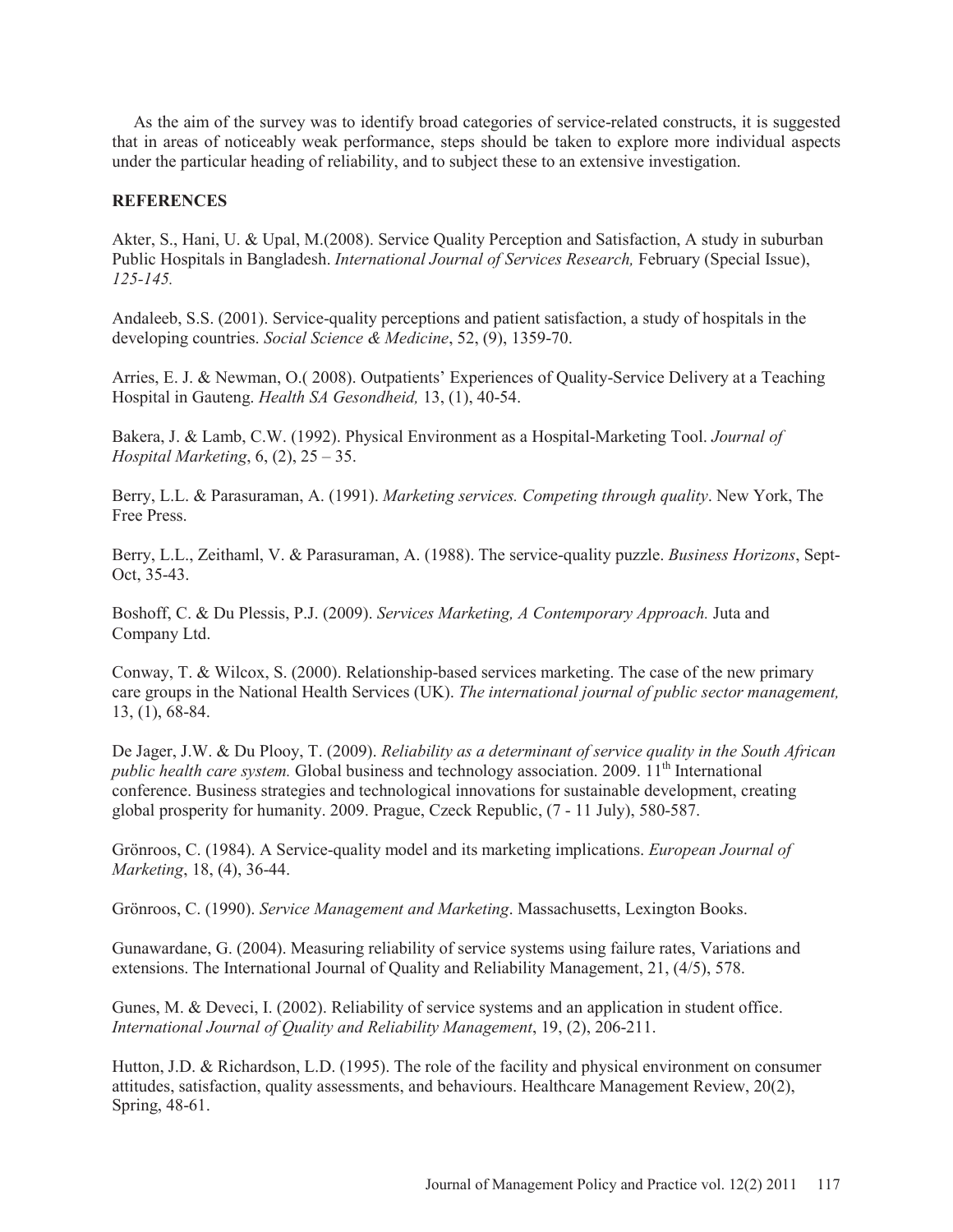As the aim of the survey was to identify broad categories of service-related constructs, it is suggested that in areas of noticeably weak performance, steps should be taken to explore more individual aspects under the particular heading of reliability, and to subject these to an extensive investigation.

## REFERENCES

Akter, S., Hani, U. & Upal, M.(2008). Service Quality Perception and Satisfaction, A study in suburban Public Hospitals in Bangladesh. *International Journal of Services Research,* February (Special Issue), *125-145.*

Andaleeb, S.S. (2001). Service-quality perceptions and patient satisfaction, a study of hospitals in the developing countries. *Social Science & Medicine*, 52, (9), 1359-70.

Arries, E. J. & Newman, O.( 2008). Outpatients' Experiences of Quality-Service Delivery at a Teaching Hospital in Gauteng. *Health SA Gesondheid,* 13, (1), 40-54.

Bakera, J. & Lamb, C.W. (1992). Physical Environment as a Hospital-Marketing Tool. *Journal of Hospital Marketing*, 6, (2), 25 – 35.

Berry, L.L. & Parasuraman, A. (1991). *Marketing services. Competing through quality*. New York, The Free Press.

Berry, L.L., Zeithaml, V. & Parasuraman, A. (1988). The service-quality puzzle. *Business Horizons*, Sept-Oct, 35-43.

Boshoff, C. & Du Plessis, P.J. (2009). *Services Marketing, A Contemporary Approach.* Juta and Company Ltd.

Conway, T. & Wilcox, S. (2000). Relationship-based services marketing. The case of the new primary care groups in the National Health Services (UK). *The international journal of public sector management,* 13, (1), 68-84.

De Jager, J.W. & Du Plooy, T. (2009). *Reliability as a determinant of service quality in the South African public health care system.* Global business and technology association. 2009. 11th International conference. Business strategies and technological innovations for sustainable development, creating global prosperity for humanity. 2009. Prague, Czeck Republic, (7 - 11 July), 580-587.

Grönroos, C. (1984). A Service-quality model and its marketing implications. *European Journal of Marketing*, 18, (4), 36-44.

Grönroos, C. (1990). *Service Management and Marketing*. Massachusetts, Lexington Books.

Gunawardane, G. (2004). Measuring reliability of service systems using failure rates, Variations and extensions. The International Journal of Quality and Reliability Management, 21, (4/5), 578.

Gunes, M. & Deveci, I. (2002). Reliability of service systems and an application in student office. *International Journal of Quality and Reliability Management*, 19, (2), 206-211.

Hutton, J.D. & Richardson, L.D. (1995). The role of the facility and physical environment on consumer attitudes, satisfaction, quality assessments, and behaviours. Healthcare Management Review, 20(2), Spring, 48-61.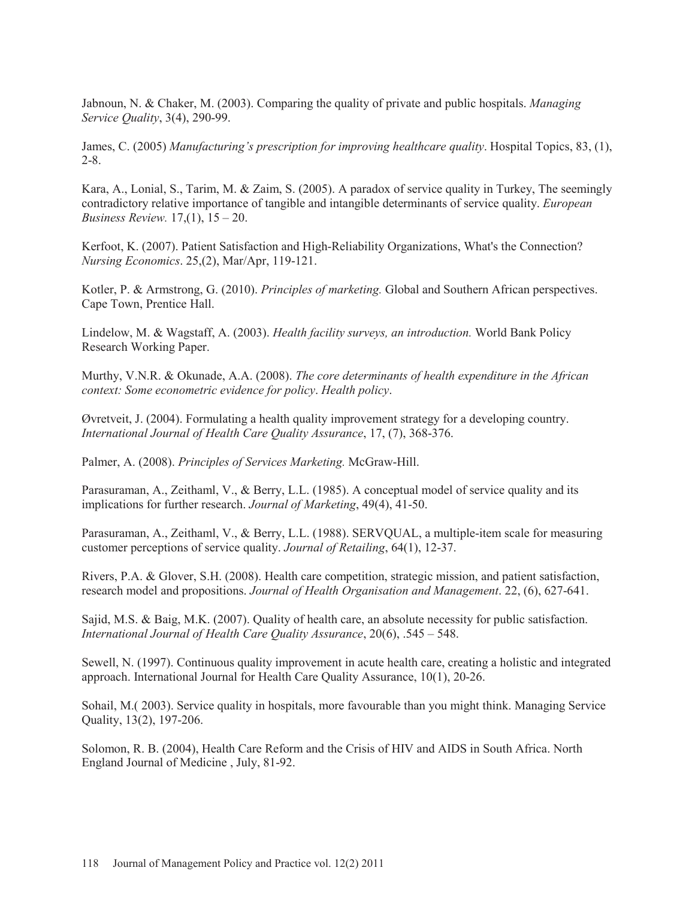Jabnoun, N. & Chaker, M. (2003). Comparing the quality of private and public hospitals. *Managing Service Quality*, 3(4), 290-99.

James, C. (2005) *Manufacturing's prescription for improving healthcare quality*. Hospital Topics, 83, (1), 2-8.

Kara, A., Lonial, S., Tarim, M. & Zaim, S. (2005). A paradox of service quality in Turkey, The seemingly contradictory relative importance of tangible and intangible determinants of service quality. *European Business Review.* 17,(1), 15 – 20.

Kerfoot, K. (2007). Patient Satisfaction and High-Reliability Organizations, What's the Connection? *Nursing Economics*. 25,(2), Mar/Apr, 119-121.

Kotler, P. & Armstrong, G. (2010). *Principles of marketing.* Global and Southern African perspectives. Cape Town, Prentice Hall.

Lindelow, M. & Wagstaff, A. (2003). *Health facility surveys, an introduction.* World Bank Policy Research Working Paper.

Murthy, V.N.R. & Okunade, A.A. (2008). *The core determinants of health expenditure in the African context: Some econometric evidence for policy*. *Health policy*.

Øvretveit, J. (2004). Formulating a health quality improvement strategy for a developing country. *International Journal of Health Care Quality Assurance*, 17, (7), 368-376.

Palmer, A. (2008). *Principles of Services Marketing.* McGraw-Hill.

Parasuraman, A., Zeithaml, V., & Berry, L.L. (1985). A conceptual model of service quality and its implications for further research. *Journal of Marketing*, 49(4), 41-50.

Parasuraman, A., Zeithaml, V., & Berry, L.L. (1988). SERVQUAL, a multiple-item scale for measuring customer perceptions of service quality. *Journal of Retailing*, 64(1), 12-37.

Rivers, P.A. & Glover, S.H. (2008). Health care competition, strategic mission, and patient satisfaction, research model and propositions. *Journal of Health Organisation and Management*. 22, (6), 627-641.

Sajid, M.S. & Baig, M.K. (2007). Quality of health care, an absolute necessity for public satisfaction. *International Journal of Health Care Quality Assurance*, 20(6), .545 – 548.

Sewell, N. (1997). Continuous quality improvement in acute health care, creating a holistic and integrated approach. International Journal for Health Care Quality Assurance, 10(1), 20-26.

Sohail, M.( 2003). Service quality in hospitals, more favourable than you might think. Managing Service Quality, 13(2), 197-206.

Solomon, R. B. (2004), Health Care Reform and the Crisis of HIV and AIDS in South Africa. North England Journal of Medicine , July, 81-92.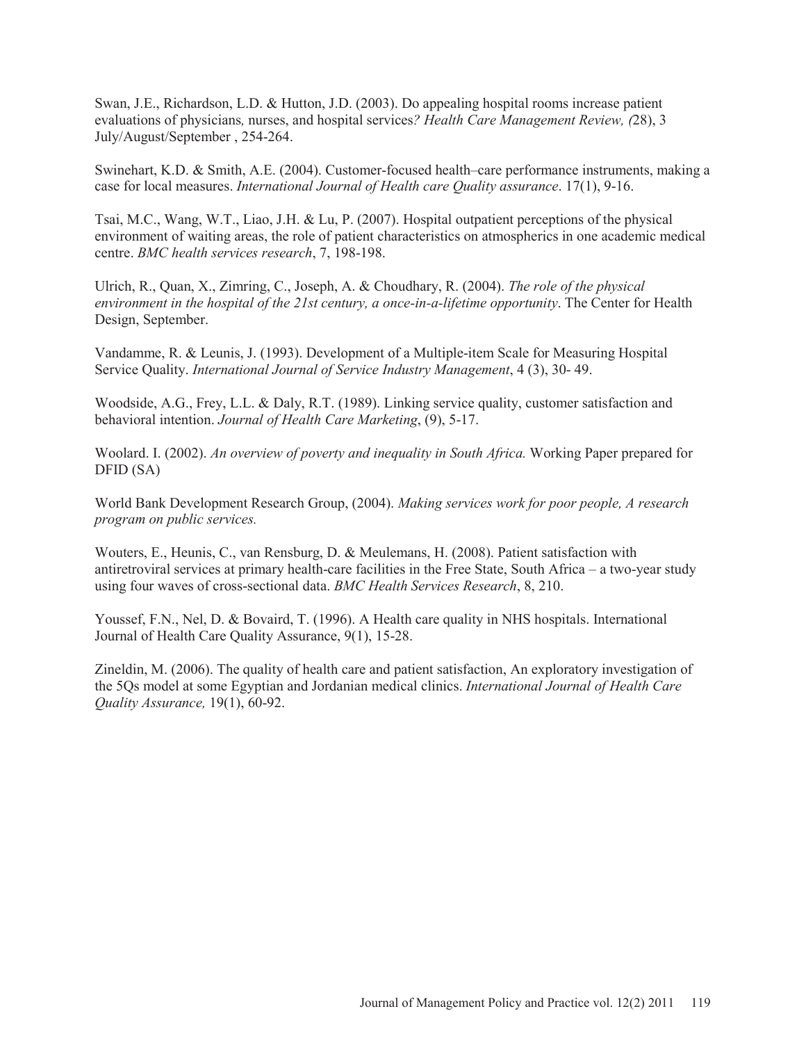Swan, J.E., Richardson, L.D. & Hutton, J.D. (2003). Do appealing hospital rooms increase patient evaluations of physicians*,* nurses, and hospital services*? Health Care Management Review, (*28), 3 July/August/September , 254-264.

Swinehart, K.D. & Smith, A.E. (2004). Customer-focused health–care performance instruments, making a case for local measures. *International Journal of Health care Quality assurance*. 17(1), 9-16.

Tsai, M.C., Wang, W.T., Liao, J.H. & Lu, P. (2007). Hospital outpatient perceptions of the physical environment of waiting areas, the role of patient characteristics on atmospherics in one academic medical centre. *BMC health services research*, 7, 198-198.

Ulrich, R., Quan, X., Zimring, C., Joseph, A. & Choudhary, R. (2004). *The role of the physical environment in the hospital of the 21st century, a once-in-a-lifetime opportunity*. The Center for Health Design, September.

Vandamme, R. & Leunis, J. (1993). Development of a Multiple-item Scale for Measuring Hospital Service Quality. *International Journal of Service Industry Management*, 4 (3), 30- 49.

Woodside, A.G., Frey, L.L. & Daly, R.T. (1989). Linking service quality, customer satisfaction and behavioral intention. *Journal of Health Care Marketing*, (9), 5-17.

Woolard. I. (2002). *An overview of poverty and inequality in South Africa.* Working Paper prepared for DFID (SA)

World Bank Development Research Group, (2004). *Making services work for poor people, A research program on public services.*

Wouters, E., Heunis, C., van Rensburg, D. & Meulemans, H. (2008). Patient satisfaction with antiretroviral services at primary health-care facilities in the Free State, South Africa – a two-year study using four waves of cross-sectional data. *BMC Health Services Research*, 8, 210.

Youssef, F.N., Nel, D. & Bovaird, T. (1996). A Health care quality in NHS hospitals. International Journal of Health Care Quality Assurance, 9(1), 15-28.

Zineldin, M. (2006). The quality of health care and patient satisfaction, An exploratory investigation of the 5Qs model at some Egyptian and Jordanian medical clinics. *International Journal of Health Care Quality Assurance,* 19(1), 60-92.